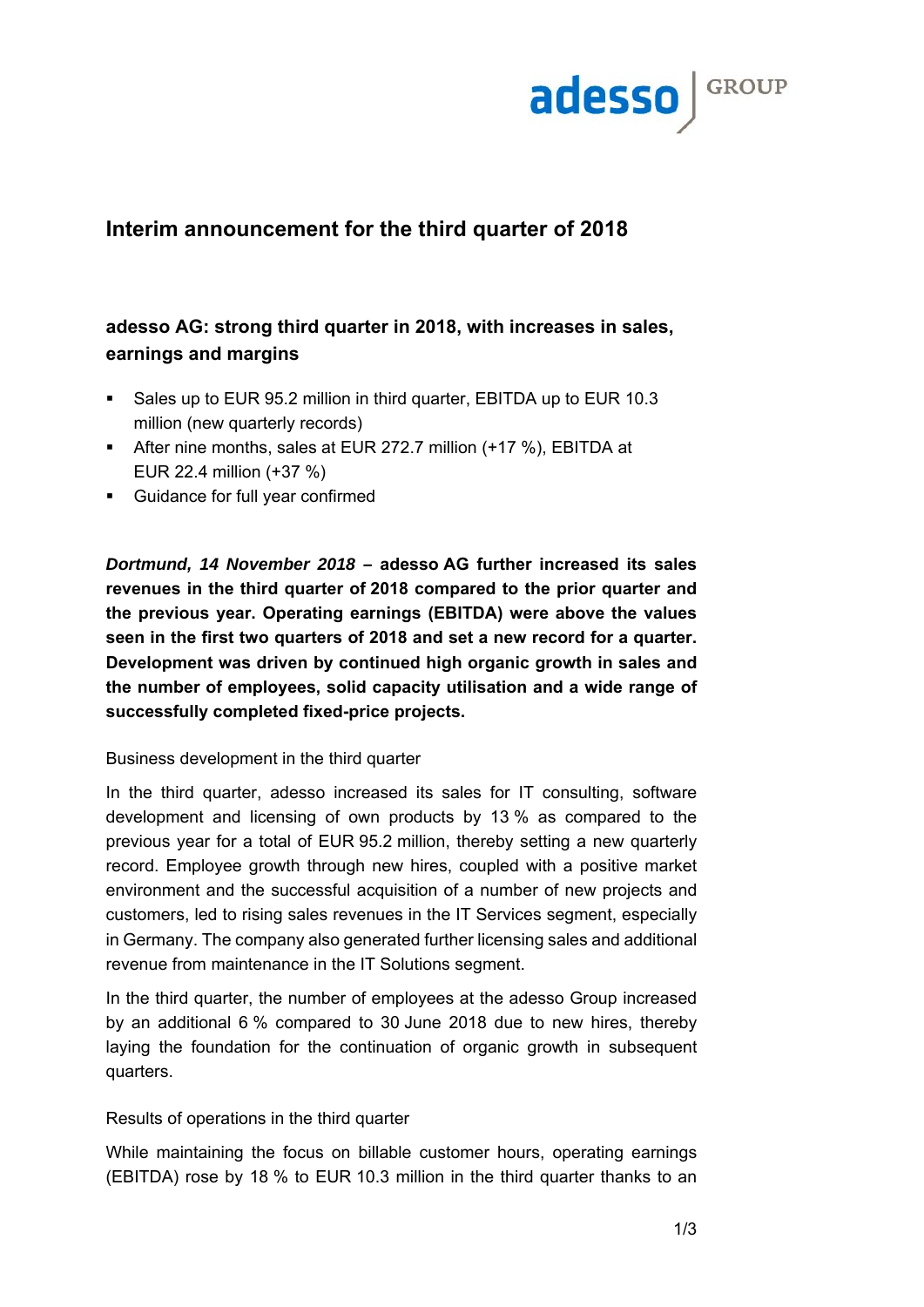# Interim announcement for the third quarter of 2018

## adesso AG: strong third quarter in 2018, with increases in sales, earnings and margins

- Sales up to EUR 95.2 million in third quarter, EBITDA up to EUR 10.3 million (new quarterly records)
- After nine months, sales at EUR 272.7 million (+17 %), EBITDA at EUR 22.4 million (+37 %)
- Guidance for full year confirmed

***Dortmund, 14 November 2018* – adesso AG further increased its sales revenues in the third quarter of 2018 compared to the prior quarter and the previous year. Operating earnings (EBITDA) were above the values seen in the first two quarters of 2018 and set a new record for a quarter. Development was driven by continued high organic growth in sales and the number of employees, solid capacity utilisation and a wide range of successfully completed fixed-price projects.**

Business development in the third quarter

In the third quarter, adesso increased its sales for IT consulting, software development and licensing of own products by 13 % as compared to the previous year for a total of EUR 95.2 million, thereby setting a new quarterly record. Employee growth through new hires, coupled with a positive market environment and the successful acquisition of a number of new projects and customers, led to rising sales revenues in the IT Services segment, especially in Germany. The company also generated further licensing sales and additional revenue from maintenance in the IT Solutions segment.

In the third quarter, the number of employees at the adesso Group increased by an additional 6 % compared to 30 June 2018 due to new hires, thereby laying the foundation for the continuation of organic growth in subsequent quarters.

Results of operations in the third quarter

While maintaining the focus on billable customer hours, operating earnings (EBITDA) rose by 18 % to EUR 10.3 million in the third quarter thanks to an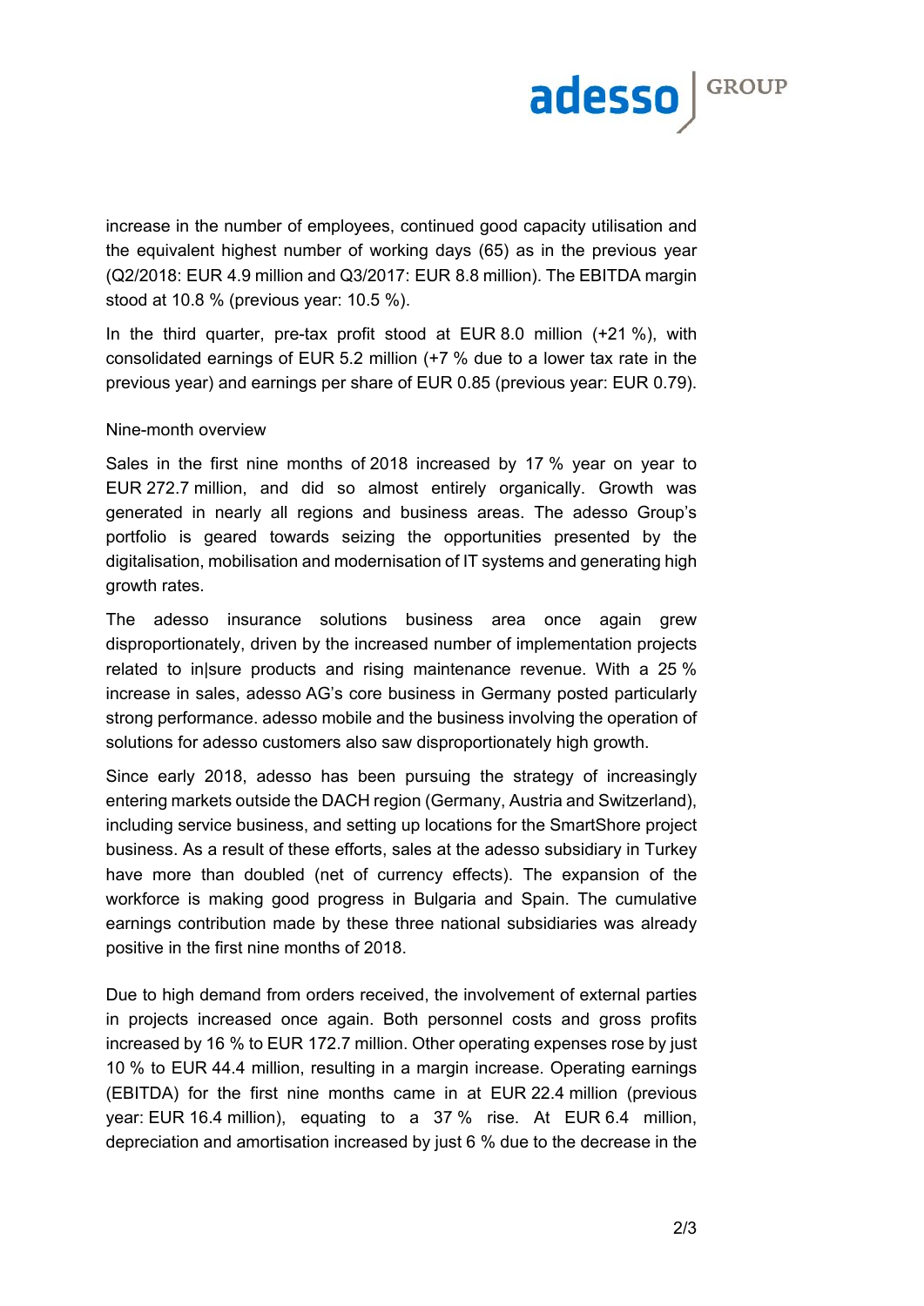increase in the number of employees, continued good capacity utilisation and the equivalent highest number of working days (65) as in the previous year (Q2/2018: EUR 4.9 million and Q3/2017: EUR 8.8 million). The EBITDA margin stood at 10.8 % (previous year: 10.5 %).

In the third quarter, pre-tax profit stood at EUR 8.0 million (+21 %), with consolidated earnings of EUR 5.2 million (+7 % due to a lower tax rate in the previous year) and earnings per share of EUR 0.85 (previous year: EUR 0.79).

Nine-month overview

Sales in the first nine months of 2018 increased by 17 % year on year to EUR 272.7 million, and did so almost entirely organically. Growth was generated in nearly all regions and business areas. The adesso Group's portfolio is geared towards seizing the opportunities presented by the digitalisation, mobilisation and modernisation of IT systems and generating high growth rates.

The adesso insurance solutions business area once again grew disproportionately, driven by the increased number of implementation projects related to in|sure products and rising maintenance revenue. With a 25 % increase in sales, adesso AG's core business in Germany posted particularly strong performance. adesso mobile and the business involving the operation of solutions for adesso customers also saw disproportionately high growth.

Since early 2018, adesso has been pursuing the strategy of increasingly entering markets outside the DACH region (Germany, Austria and Switzerland), including service business, and setting up locations for the SmartShore project business. As a result of these efforts, sales at the adesso subsidiary in Turkey have more than doubled (net of currency effects). The expansion of the workforce is making good progress in Bulgaria and Spain. The cumulative earnings contribution made by these three national subsidiaries was already positive in the first nine months of 2018.

Due to high demand from orders received, the involvement of external parties in projects increased once again. Both personnel costs and gross profits increased by 16 % to EUR 172.7 million. Other operating expenses rose by just 10 % to EUR 44.4 million, resulting in a margin increase. Operating earnings (EBITDA) for the first nine months came in at EUR 22.4 million (previous year: EUR 16.4 million), equating to a 37 % rise. At EUR 6.4 million, depreciation and amortisation increased by just 6 % due to the decrease in the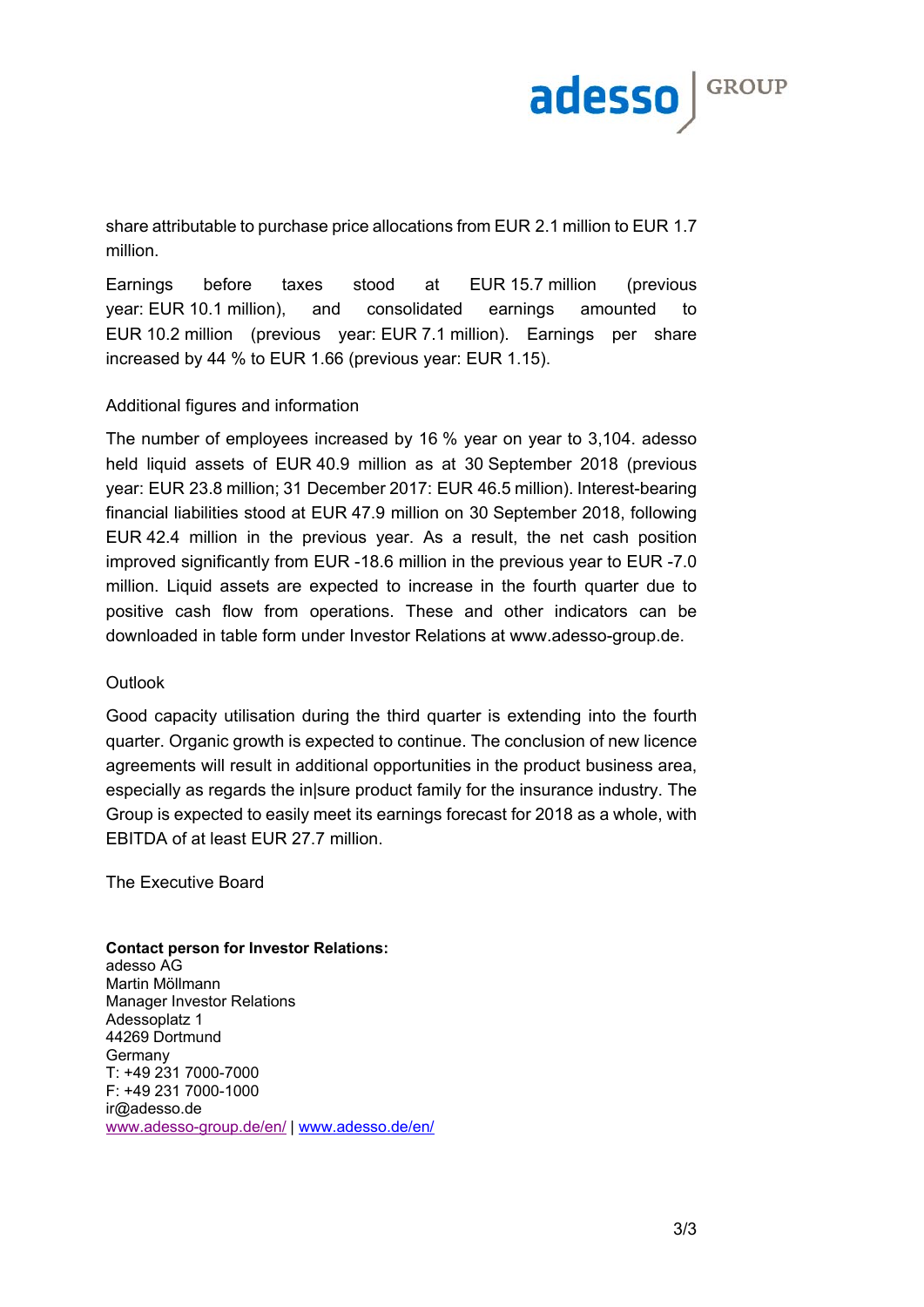share attributable to purchase price allocations from EUR 2.1 million to EUR 1.7 million.

Earnings before taxes stood at EUR 15.7 million (previous year: EUR 10.1 million), and consolidated earnings amounted to EUR 10.2 million (previous year: EUR 7.1 million). Earnings per share increased by 44 % to EUR 1.66 (previous year: EUR 1.15).

Additional figures and information

The number of employees increased by 16 % year on year to 3,104. adesso held liquid assets of EUR 40.9 million as at 30 September 2018 (previous year: EUR 23.8 million; 31 December 2017: EUR 46.5 million). Interest-bearing financial liabilities stood at EUR 47.9 million on 30 September 2018, following EUR 42.4 million in the previous year. As a result, the net cash position improved significantly from EUR -18.6 million in the previous year to EUR -7.0 million. Liquid assets are expected to increase in the fourth quarter due to positive cash flow from operations. These and other indicators can be downloaded in table form under Investor Relations at www.adesso-group.de.

Outlook

Good capacity utilisation during the third quarter is extending into the fourth quarter. Organic growth is expected to continue. The conclusion of new licence agreements will result in additional opportunities in the product business area, especially as regards the in|sure product family for the insurance industry. The Group is expected to easily meet its earnings forecast for 2018 as a whole, with EBITDA of at least EUR 27.7 million.

The Executive Board

**Contact person for Investor Relations:**
adesso AG
Martin Möllmann
Manager Investor Relations
Adessoplatz 1
44269 Dortmund
Germany
T: +49 231 7000-7000
F: +49 231 7000-1000
ir@adesso.de
www.adesso-group.de/en/ | www.adesso.de/en/